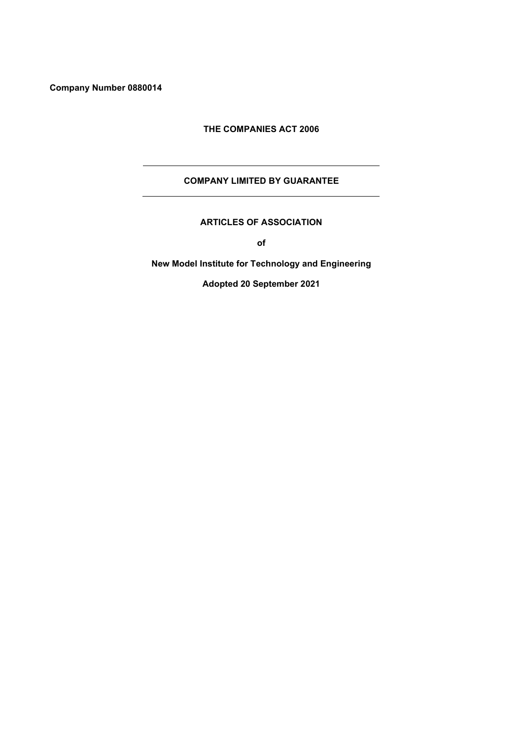**Company Number 0880014**

**THE COMPANIES ACT 2006**

---

**COMPANY LIMITED BY GUARANTEE**

---

**ARTICLES OF ASSOCIATION**

**of**

**New Model Institute for Technology and Engineering**

**Adopted 20 September 2021**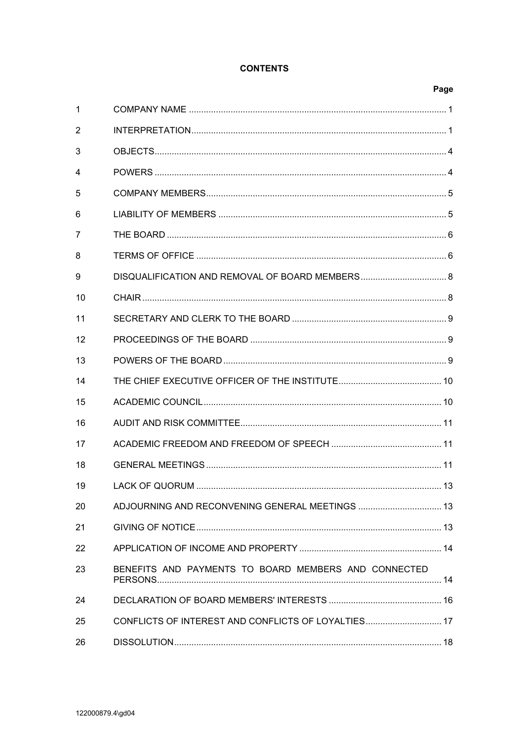**CONTENTS**

| | | Page |
|---|---|---|
| 1 | COMPANY NAME | 1 |
| 2 | INTERPRETATION | 1 |
| 3 | OBJECTS | 4 |
| 4 | POWERS | 4 |
| 5 | COMPANY MEMBERS | 5 |
| 6 | LIABILITY OF MEMBERS | 5 |
| 7 | THE BOARD | 6 |
| 8 | TERMS OF OFFICE | 6 |
| 9 | DISQUALIFICATION AND REMOVAL OF BOARD MEMBERS | 8 |
| 10 | CHAIR | 8 |
| 11 | SECRETARY AND CLERK TO THE BOARD | 9 |
| 12 | PROCEEDINGS OF THE BOARD | 9 |
| 13 | POWERS OF THE BOARD | 9 |
| 14 | THE CHIEF EXECUTIVE OFFICER OF THE INSTITUTE | 10 |
| 15 | ACADEMIC COUNCIL | 10 |
| 16 | AUDIT AND RISK COMMITTEE | 11 |
| 17 | ACADEMIC FREEDOM AND FREEDOM OF SPEECH | 11 |
| 18 | GENERAL MEETINGS | 11 |
| 19 | LACK OF QUORUM | 13 |
| 20 | ADJOURNING AND RECONVENING GENERAL MEETINGS | 13 |
| 21 | GIVING OF NOTICE | 13 |
| 22 | APPLICATION OF INCOME AND PROPERTY | 14 |
| 23 | BENEFITS AND PAYMENTS TO BOARD MEMBERS AND CONNECTED PERSONS | 14 |
| 24 | DECLARATION OF BOARD MEMBERS' INTERESTS | 16 |
| 25 | CONFLICTS OF INTEREST AND CONFLICTS OF LOYALTIES | 17 |
| 26 | DISSOLUTION | 18 |

122000879.4\gd04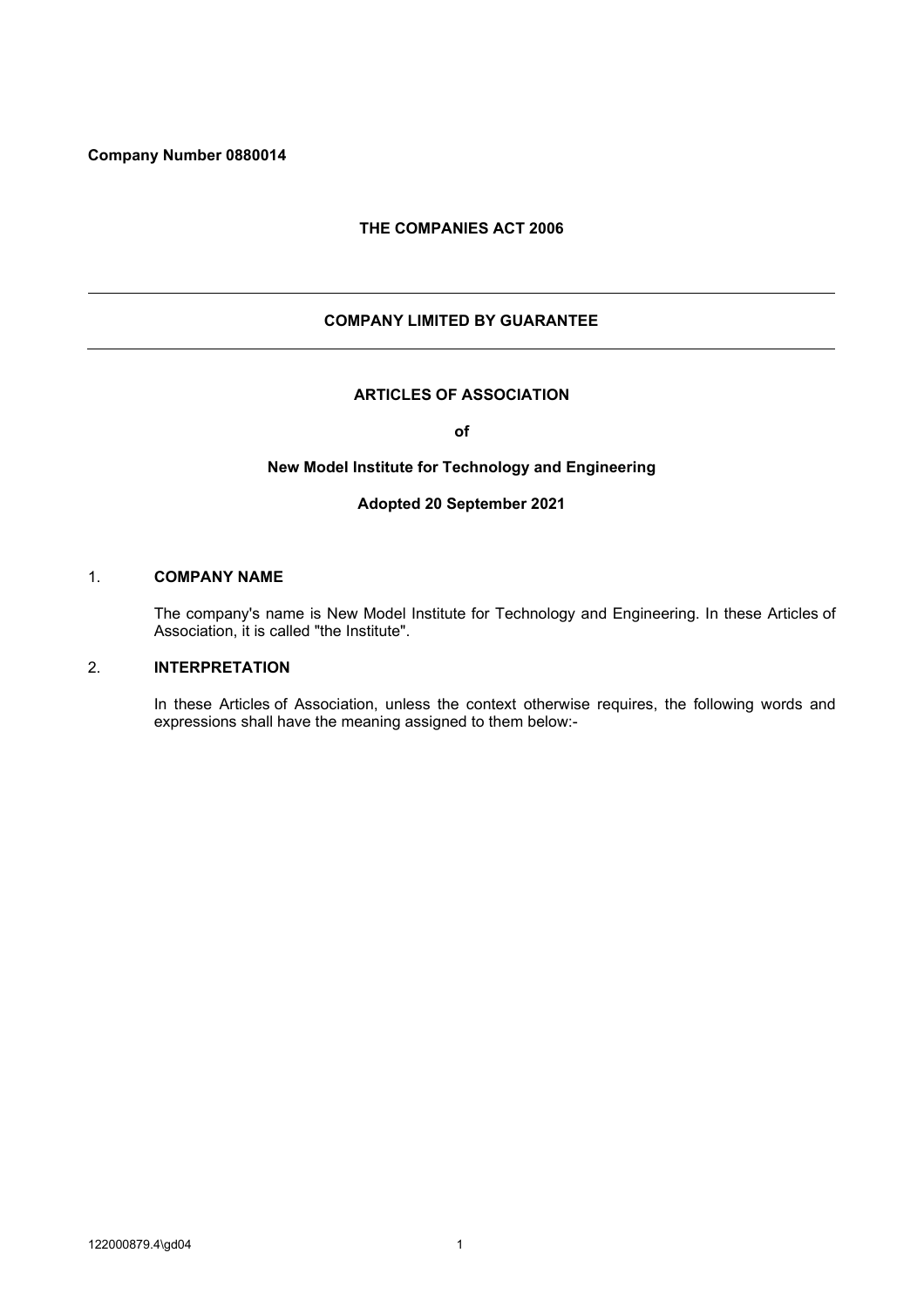**Company Number 0880014**

**THE COMPANIES ACT 2006**

---

**COMPANY LIMITED BY GUARANTEE**

---

# ARTICLES OF ASSOCIATION

**of**

**New Model Institute for Technology and Engineering**

**Adopted 20 September 2021**

## 1. COMPANY NAME

The company's name is New Model Institute for Technology and Engineering. In these Articles of Association, it is called "the Institute".

## 2. INTERPRETATION

In these Articles of Association, unless the context otherwise requires, the following words and expressions shall have the meaning assigned to them below:-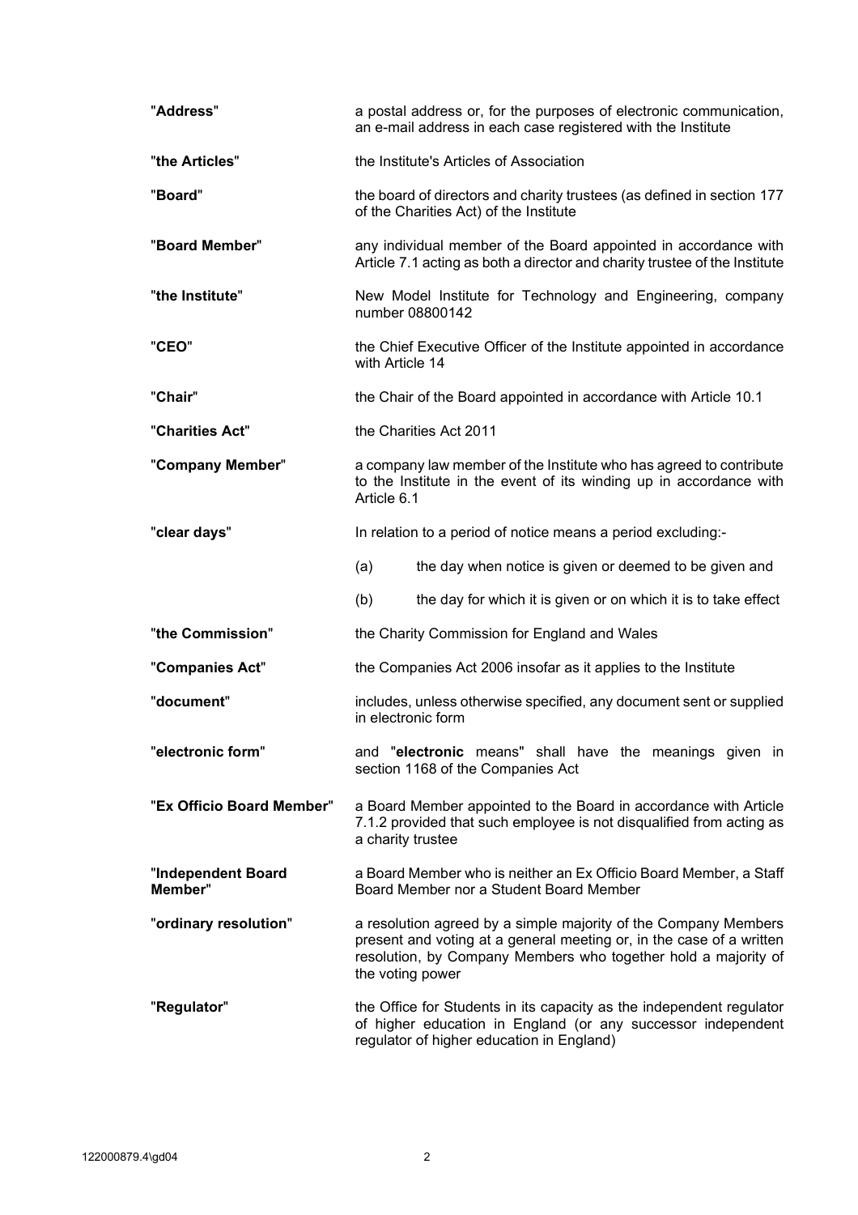| | |
|---|---|
| "**Address**" | a postal address or, for the purposes of electronic communication, an e-mail address in each case registered with the Institute |
| "**the Articles**" | the Institute's Articles of Association |
| "**Board**" | the board of directors and charity trustees (as defined in section 177 of the Charities Act) of the Institute |
| "**Board Member**" | any individual member of the Board appointed in accordance with Article 7.1 acting as both a director and charity trustee of the Institute |
| "**the Institute**" | New Model Institute for Technology and Engineering, company number 08800142 |
| "**CEO**" | the Chief Executive Officer of the Institute appointed in accordance with Article 14 |
| "**Chair**" | the Chair of the Board appointed in accordance with Article 10.1 |
| "**Charities Act**" | the Charities Act 2011 |
| "**Company Member**" | a company law member of the Institute who has agreed to contribute to the Institute in the event of its winding up in accordance with Article 6.1 |
| "**clear days**" | In relation to a period of notice means a period excluding:- (a) the day when notice is given or deemed to be given and (b) the day for which it is given or on which it is to take effect |
| "**the Commission**" | the Charity Commission for England and Wales |
| "**Companies Act**" | the Companies Act 2006 insofar as it applies to the Institute |
| "**document**" | includes, unless otherwise specified, any document sent or supplied in electronic form |
| "**electronic form**" | and "**electronic** means" shall have the meanings given in section 1168 of the Companies Act |
| "**Ex Officio Board Member**" | a Board Member appointed to the Board in accordance with Article 7.1.2 provided that such employee is not disqualified from acting as a charity trustee |
| "**Independent Board Member**" | a Board Member who is neither an Ex Officio Board Member, a Staff Board Member nor a Student Board Member |
| "**ordinary resolution**" | a resolution agreed by a simple majority of the Company Members present and voting at a general meeting or, in the case of a written resolution, by Company Members who together hold a majority of the voting power |
| "**Regulator**" | the Office for Students in its capacity as the independent regulator of higher education in England (or any successor independent regulator of higher education in England) |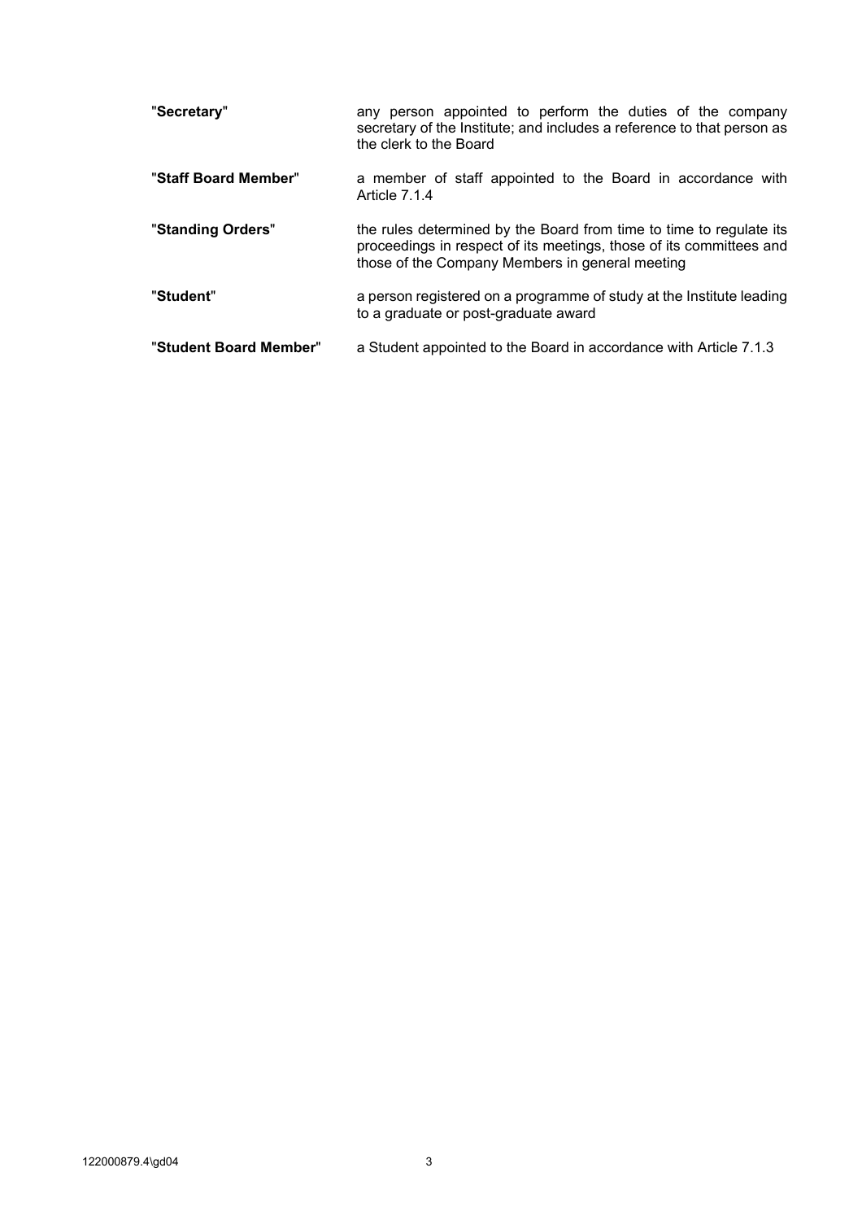| | |
|---|---|
| "**Secretary**" | any person appointed to perform the duties of the company secretary of the Institute; and includes a reference to that person as the clerk to the Board |
| "**Staff Board Member**" | a member of staff appointed to the Board in accordance with Article 7.1.4 |
| "**Standing Orders**" | the rules determined by the Board from time to time to regulate its proceedings in respect of its meetings, those of its committees and those of the Company Members in general meeting |
| "**Student**" | a person registered on a programme of study at the Institute leading to a graduate or post-graduate award |
| "**Student Board Member**" | a Student appointed to the Board in accordance with Article 7.1.3 |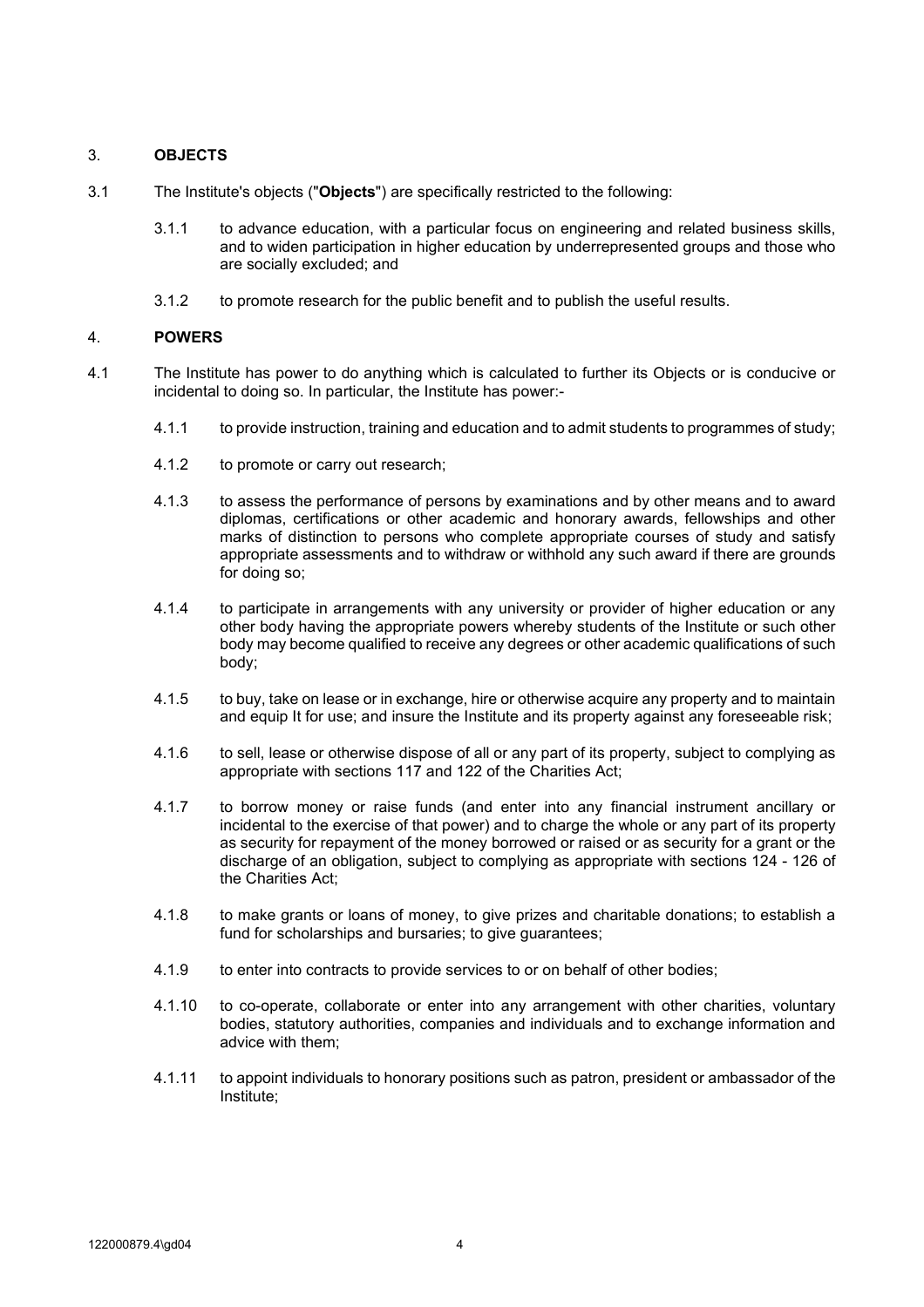## 3. OBJECTS

3.1 The Institute's objects ("**Objects**") are specifically restricted to the following:

3.1.1 to advance education, with a particular focus on engineering and related business skills, and to widen participation in higher education by underrepresented groups and those who are socially excluded; and

3.1.2 to promote research for the public benefit and to publish the useful results.

## 4. POWERS

4.1 The Institute has power to do anything which is calculated to further its Objects or is conducive or incidental to doing so. In particular, the Institute has power:-

4.1.1 to provide instruction, training and education and to admit students to programmes of study;

4.1.2 to promote or carry out research;

4.1.3 to assess the performance of persons by examinations and by other means and to award diplomas, certifications or other academic and honorary awards, fellowships and other marks of distinction to persons who complete appropriate courses of study and satisfy appropriate assessments and to withdraw or withhold any such award if there are grounds for doing so;

4.1.4 to participate in arrangements with any university or provider of higher education or any other body having the appropriate powers whereby students of the Institute or such other body may become qualified to receive any degrees or other academic qualifications of such body;

4.1.5 to buy, take on lease or in exchange, hire or otherwise acquire any property and to maintain and equip It for use; and insure the Institute and its property against any foreseeable risk;

4.1.6 to sell, lease or otherwise dispose of all or any part of its property, subject to complying as appropriate with sections 117 and 122 of the Charities Act;

4.1.7 to borrow money or raise funds (and enter into any financial instrument ancillary or incidental to the exercise of that power) and to charge the whole or any part of its property as security for repayment of the money borrowed or raised or as security for a grant or the discharge of an obligation, subject to complying as appropriate with sections 124 - 126 of the Charities Act;

4.1.8 to make grants or loans of money, to give prizes and charitable donations; to establish a fund for scholarships and bursaries; to give guarantees;

4.1.9 to enter into contracts to provide services to or on behalf of other bodies;

4.1.10 to co-operate, collaborate or enter into any arrangement with other charities, voluntary bodies, statutory authorities, companies and individuals and to exchange information and advice with them;

4.1.11 to appoint individuals to honorary positions such as patron, president or ambassador of the Institute;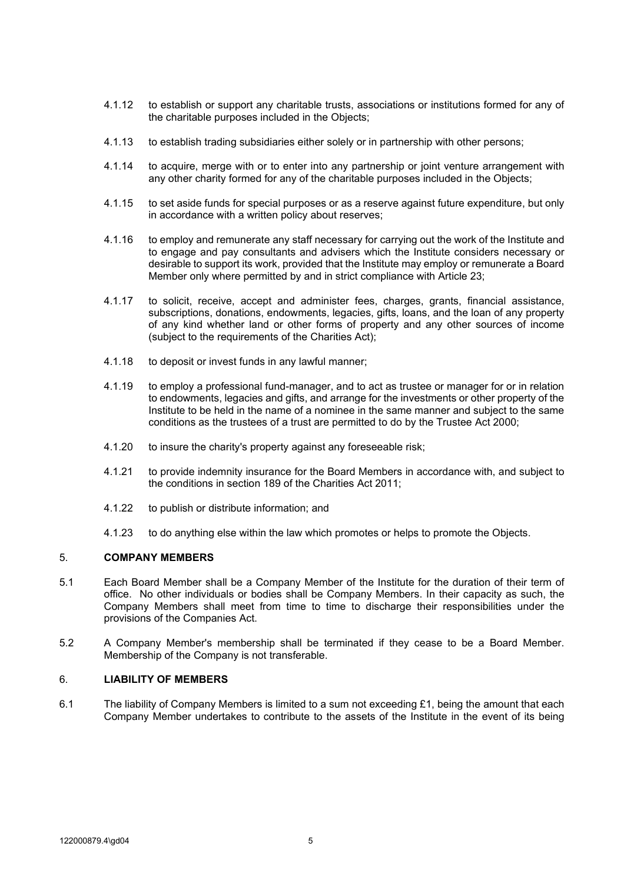4.1.12 to establish or support any charitable trusts, associations or institutions formed for any of the charitable purposes included in the Objects;

4.1.13 to establish trading subsidiaries either solely or in partnership with other persons;

4.1.14 to acquire, merge with or to enter into any partnership or joint venture arrangement with any other charity formed for any of the charitable purposes included in the Objects;

4.1.15 to set aside funds for special purposes or as a reserve against future expenditure, but only in accordance with a written policy about reserves;

4.1.16 to employ and remunerate any staff necessary for carrying out the work of the Institute and to engage and pay consultants and advisers which the Institute considers necessary or desirable to support its work, provided that the Institute may employ or remunerate a Board Member only where permitted by and in strict compliance with Article 23;

4.1.17 to solicit, receive, accept and administer fees, charges, grants, financial assistance, subscriptions, donations, endowments, legacies, gifts, loans, and the loan of any property of any kind whether land or other forms of property and any other sources of income (subject to the requirements of the Charities Act);

4.1.18 to deposit or invest funds in any lawful manner;

4.1.19 to employ a professional fund-manager, and to act as trustee or manager for or in relation to endowments, legacies and gifts, and arrange for the investments or other property of the Institute to be held in the name of a nominee in the same manner and subject to the same conditions as the trustees of a trust are permitted to do by the Trustee Act 2000;

4.1.20 to insure the charity's property against any foreseeable risk;

4.1.21 to provide indemnity insurance for the Board Members in accordance with, and subject to the conditions in section 189 of the Charities Act 2011;

4.1.22 to publish or distribute information; and

4.1.23 to do anything else within the law which promotes or helps to promote the Objects.

## 5. COMPANY MEMBERS

5.1 Each Board Member shall be a Company Member of the Institute for the duration of their term of office. No other individuals or bodies shall be Company Members. In their capacity as such, the Company Members shall meet from time to time to discharge their responsibilities under the provisions of the Companies Act.

5.2 A Company Member's membership shall be terminated if they cease to be a Board Member. Membership of the Company is not transferable.

## 6. LIABILITY OF MEMBERS

6.1 The liability of Company Members is limited to a sum not exceeding £1, being the amount that each Company Member undertakes to contribute to the assets of the Institute in the event of its being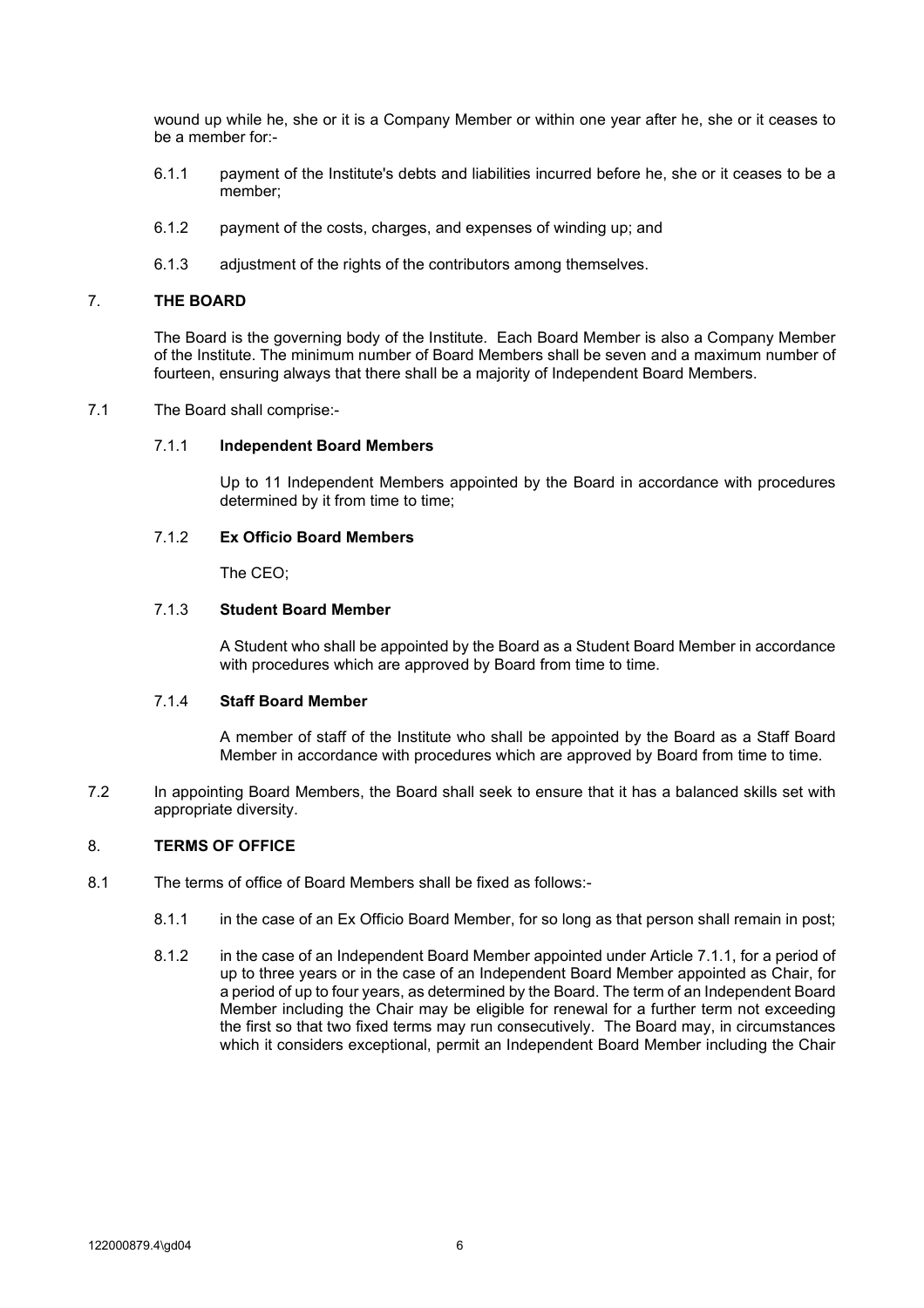wound up while he, she or it is a Company Member or within one year after he, she or it ceases to be a member for:-

6.1.1 payment of the Institute's debts and liabilities incurred before he, she or it ceases to be a member;

6.1.2 payment of the costs, charges, and expenses of winding up; and

6.1.3 adjustment of the rights of the contributors among themselves.

## 7. THE BOARD

The Board is the governing body of the Institute. Each Board Member is also a Company Member of the Institute. The minimum number of Board Members shall be seven and a maximum number of fourteen, ensuring always that there shall be a majority of Independent Board Members.

7.1 The Board shall comprise:-

7.1.1 **Independent Board Members**

Up to 11 Independent Members appointed by the Board in accordance with procedures determined by it from time to time;

7.1.2 **Ex Officio Board Members**

The CEO;

7.1.3 **Student Board Member**

A Student who shall be appointed by the Board as a Student Board Member in accordance with procedures which are approved by Board from time to time.

7.1.4 **Staff Board Member**

A member of staff of the Institute who shall be appointed by the Board as a Staff Board Member in accordance with procedures which are approved by Board from time to time.

7.2 In appointing Board Members, the Board shall seek to ensure that it has a balanced skills set with appropriate diversity.

## 8. TERMS OF OFFICE

8.1 The terms of office of Board Members shall be fixed as follows:-

8.1.1 in the case of an Ex Officio Board Member, for so long as that person shall remain in post;

8.1.2 in the case of an Independent Board Member appointed under Article 7.1.1, for a period of up to three years or in the case of an Independent Board Member appointed as Chair, for a period of up to four years, as determined by the Board. The term of an Independent Board Member including the Chair may be eligible for renewal for a further term not exceeding the first so that two fixed terms may run consecutively. The Board may, in circumstances which it considers exceptional, permit an Independent Board Member including the Chair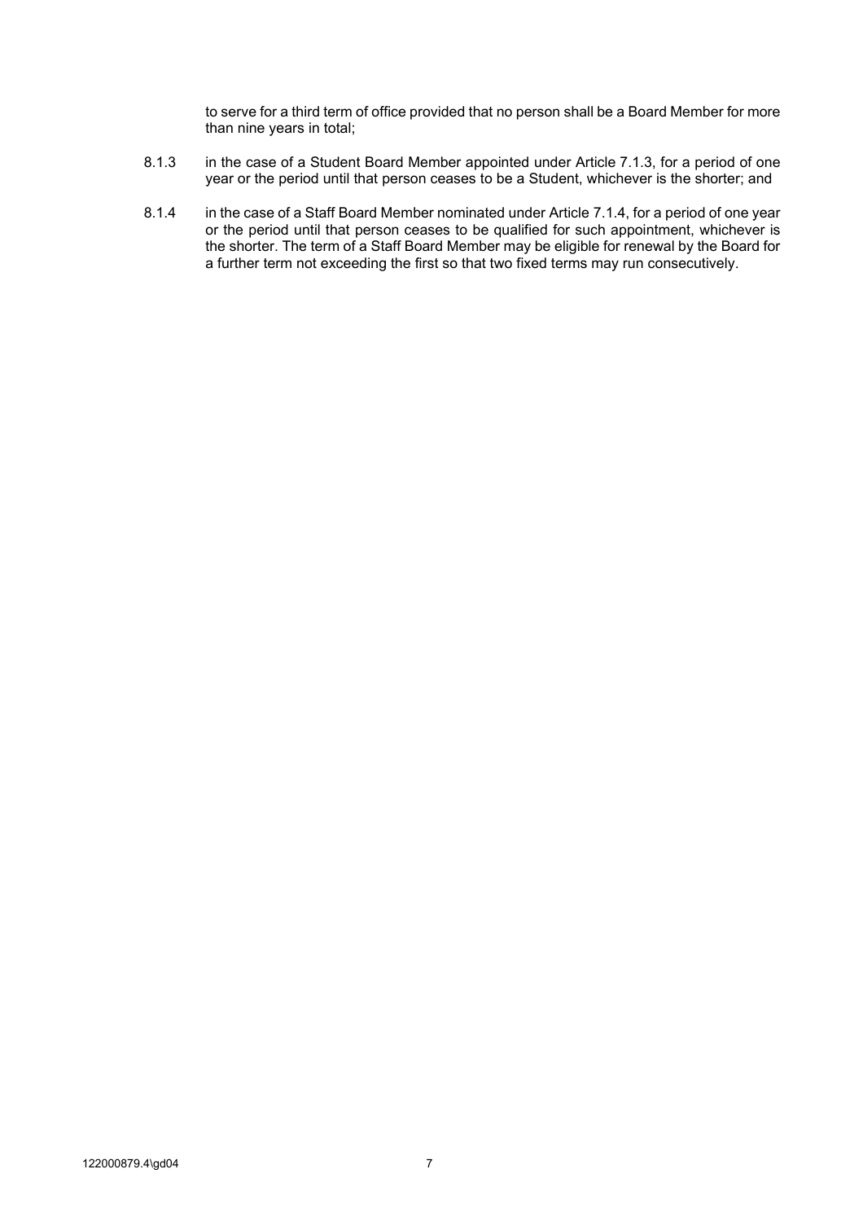to serve for a third term of office provided that no person shall be a Board Member for more than nine years in total;

8.1.3 in the case of a Student Board Member appointed under Article 7.1.3, for a period of one year or the period until that person ceases to be a Student, whichever is the shorter; and

8.1.4 in the case of a Staff Board Member nominated under Article 7.1.4, for a period of one year or the period until that person ceases to be qualified for such appointment, whichever is the shorter. The term of a Staff Board Member may be eligible for renewal by the Board for a further term not exceeding the first so that two fixed terms may run consecutively.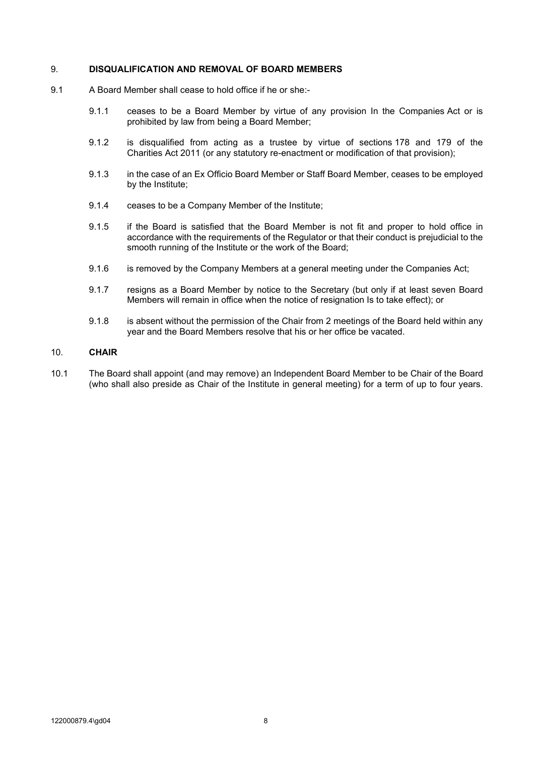## 9. DISQUALIFICATION AND REMOVAL OF BOARD MEMBERS

9.1 A Board Member shall cease to hold office if he or she:-

9.1.1 ceases to be a Board Member by virtue of any provision In the Companies Act or is prohibited by law from being a Board Member;

9.1.2 is disqualified from acting as a trustee by virtue of sections 178 and 179 of the Charities Act 2011 (or any statutory re-enactment or modification of that provision);

9.1.3 in the case of an Ex Officio Board Member or Staff Board Member, ceases to be employed by the Institute;

9.1.4 ceases to be a Company Member of the Institute;

9.1.5 if the Board is satisfied that the Board Member is not fit and proper to hold office in accordance with the requirements of the Regulator or that their conduct is prejudicial to the smooth running of the Institute or the work of the Board;

9.1.6 is removed by the Company Members at a general meeting under the Companies Act;

9.1.7 resigns as a Board Member by notice to the Secretary (but only if at least seven Board Members will remain in office when the notice of resignation Is to take effect); or

9.1.8 is absent without the permission of the Chair from 2 meetings of the Board held within any year and the Board Members resolve that his or her office be vacated.

## 10. CHAIR

10.1 The Board shall appoint (and may remove) an Independent Board Member to be Chair of the Board (who shall also preside as Chair of the Institute in general meeting) for a term of up to four years.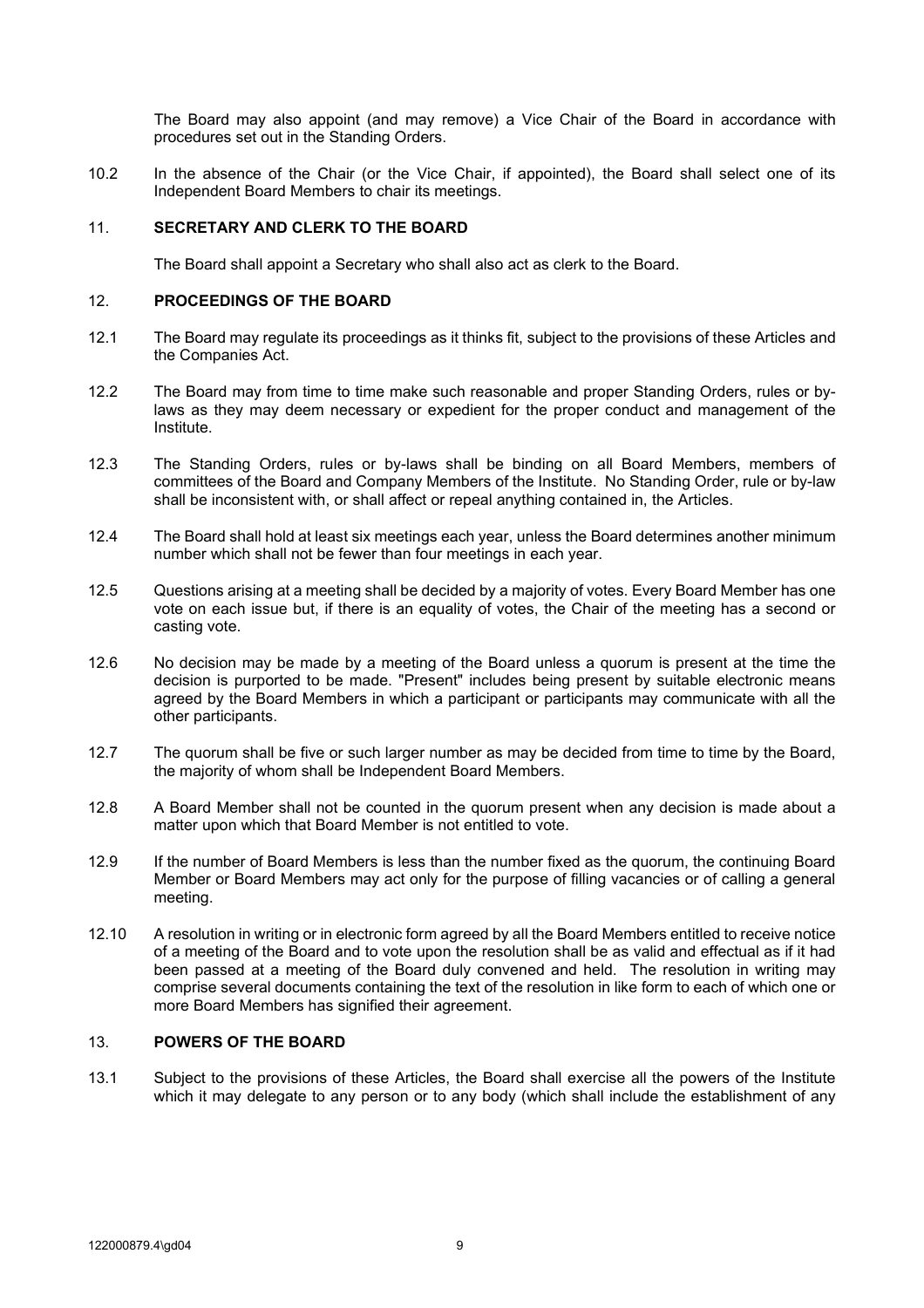The Board may also appoint (and may remove) a Vice Chair of the Board in accordance with procedures set out in the Standing Orders.

10.2 In the absence of the Chair (or the Vice Chair, if appointed), the Board shall select one of its Independent Board Members to chair its meetings.

## 11. SECRETARY AND CLERK TO THE BOARD

The Board shall appoint a Secretary who shall also act as clerk to the Board.

## 12. PROCEEDINGS OF THE BOARD

12.1 The Board may regulate its proceedings as it thinks fit, subject to the provisions of these Articles and the Companies Act.

12.2 The Board may from time to time make such reasonable and proper Standing Orders, rules or by-laws as they may deem necessary or expedient for the proper conduct and management of the Institute.

12.3 The Standing Orders, rules or by-laws shall be binding on all Board Members, members of committees of the Board and Company Members of the Institute. No Standing Order, rule or by-law shall be inconsistent with, or shall affect or repeal anything contained in, the Articles.

12.4 The Board shall hold at least six meetings each year, unless the Board determines another minimum number which shall not be fewer than four meetings in each year.

12.5 Questions arising at a meeting shall be decided by a majority of votes. Every Board Member has one vote on each issue but, if there is an equality of votes, the Chair of the meeting has a second or casting vote.

12.6 No decision may be made by a meeting of the Board unless a quorum is present at the time the decision is purported to be made. "Present" includes being present by suitable electronic means agreed by the Board Members in which a participant or participants may communicate with all the other participants.

12.7 The quorum shall be five or such larger number as may be decided from time to time by the Board, the majority of whom shall be Independent Board Members.

12.8 A Board Member shall not be counted in the quorum present when any decision is made about a matter upon which that Board Member is not entitled to vote.

12.9 If the number of Board Members is less than the number fixed as the quorum, the continuing Board Member or Board Members may act only for the purpose of filling vacancies or of calling a general meeting.

12.10 A resolution in writing or in electronic form agreed by all the Board Members entitled to receive notice of a meeting of the Board and to vote upon the resolution shall be as valid and effectual as if it had been passed at a meeting of the Board duly convened and held. The resolution in writing may comprise several documents containing the text of the resolution in like form to each of which one or more Board Members has signified their agreement.

## 13. POWERS OF THE BOARD

13.1 Subject to the provisions of these Articles, the Board shall exercise all the powers of the Institute which it may delegate to any person or to any body (which shall include the establishment of any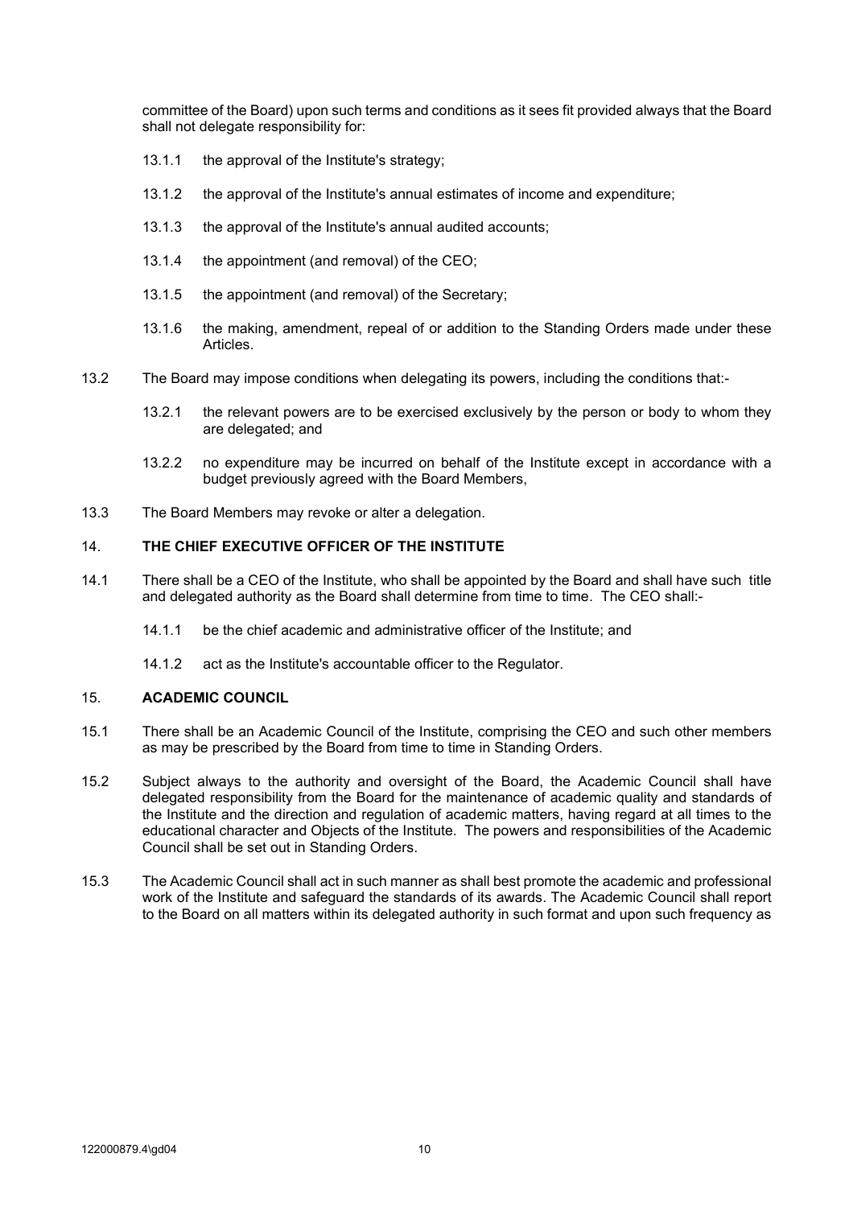committee of the Board) upon such terms and conditions as it sees fit provided always that the Board shall not delegate responsibility for:

13.1.1 the approval of the Institute's strategy;

13.1.2 the approval of the Institute's annual estimates of income and expenditure;

13.1.3 the approval of the Institute's annual audited accounts;

13.1.4 the appointment (and removal) of the CEO;

13.1.5 the appointment (and removal) of the Secretary;

13.1.6 the making, amendment, repeal of or addition to the Standing Orders made under these Articles.

13.2 The Board may impose conditions when delegating its powers, including the conditions that:-

13.2.1 the relevant powers are to be exercised exclusively by the person or body to whom they are delegated; and

13.2.2 no expenditure may be incurred on behalf of the Institute except in accordance with a budget previously agreed with the Board Members,

13.3 The Board Members may revoke or alter a delegation.

## 14. THE CHIEF EXECUTIVE OFFICER OF THE INSTITUTE

14.1 There shall be a CEO of the Institute, who shall be appointed by the Board and shall have such title and delegated authority as the Board shall determine from time to time. The CEO shall:-

14.1.1 be the chief academic and administrative officer of the Institute; and

14.1.2 act as the Institute's accountable officer to the Regulator.

## 15. ACADEMIC COUNCIL

15.1 There shall be an Academic Council of the Institute, comprising the CEO and such other members as may be prescribed by the Board from time to time in Standing Orders.

15.2 Subject always to the authority and oversight of the Board, the Academic Council shall have delegated responsibility from the Board for the maintenance of academic quality and standards of the Institute and the direction and regulation of academic matters, having regard at all times to the educational character and Objects of the Institute. The powers and responsibilities of the Academic Council shall be set out in Standing Orders.

15.3 The Academic Council shall act in such manner as shall best promote the academic and professional work of the Institute and safeguard the standards of its awards. The Academic Council shall report to the Board on all matters within its delegated authority in such format and upon such frequency as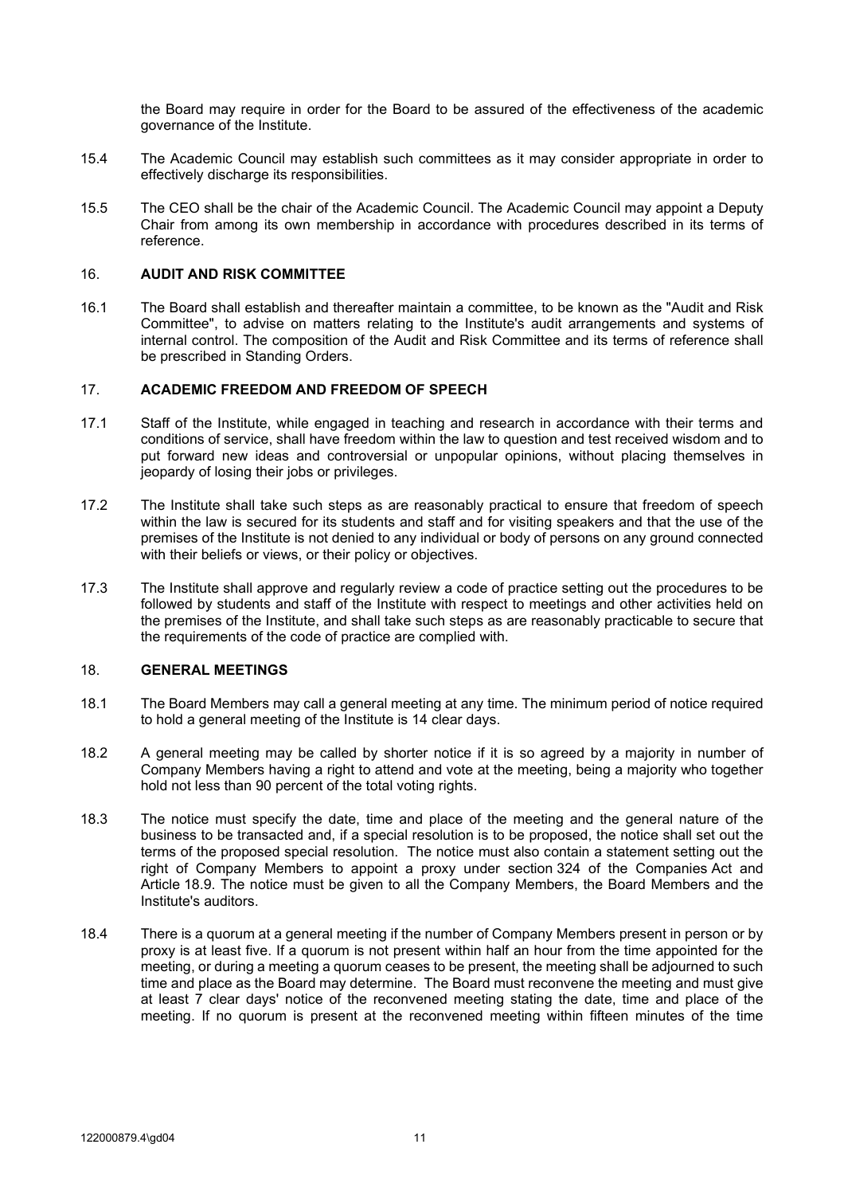the Board may require in order for the Board to be assured of the effectiveness of the academic governance of the Institute.

15.4 The Academic Council may establish such committees as it may consider appropriate in order to effectively discharge its responsibilities.

15.5 The CEO shall be the chair of the Academic Council. The Academic Council may appoint a Deputy Chair from among its own membership in accordance with procedures described in its terms of reference.

## 16. AUDIT AND RISK COMMITTEE

16.1 The Board shall establish and thereafter maintain a committee, to be known as the "Audit and Risk Committee", to advise on matters relating to the Institute's audit arrangements and systems of internal control. The composition of the Audit and Risk Committee and its terms of reference shall be prescribed in Standing Orders.

## 17. ACADEMIC FREEDOM AND FREEDOM OF SPEECH

17.1 Staff of the Institute, while engaged in teaching and research in accordance with their terms and conditions of service, shall have freedom within the law to question and test received wisdom and to put forward new ideas and controversial or unpopular opinions, without placing themselves in jeopardy of losing their jobs or privileges.

17.2 The Institute shall take such steps as are reasonably practical to ensure that freedom of speech within the law is secured for its students and staff and for visiting speakers and that the use of the premises of the Institute is not denied to any individual or body of persons on any ground connected with their beliefs or views, or their policy or objectives.

17.3 The Institute shall approve and regularly review a code of practice setting out the procedures to be followed by students and staff of the Institute with respect to meetings and other activities held on the premises of the Institute, and shall take such steps as are reasonably practicable to secure that the requirements of the code of practice are complied with.

## 18. GENERAL MEETINGS

18.1 The Board Members may call a general meeting at any time. The minimum period of notice required to hold a general meeting of the Institute is 14 clear days.

18.2 A general meeting may be called by shorter notice if it is so agreed by a majority in number of Company Members having a right to attend and vote at the meeting, being a majority who together hold not less than 90 percent of the total voting rights.

18.3 The notice must specify the date, time and place of the meeting and the general nature of the business to be transacted and, if a special resolution is to be proposed, the notice shall set out the terms of the proposed special resolution. The notice must also contain a statement setting out the right of Company Members to appoint a proxy under section 324 of the Companies Act and Article 18.9. The notice must be given to all the Company Members, the Board Members and the Institute's auditors.

18.4 There is a quorum at a general meeting if the number of Company Members present in person or by proxy is at least five. If a quorum is not present within half an hour from the time appointed for the meeting, or during a meeting a quorum ceases to be present, the meeting shall be adjourned to such time and place as the Board may determine. The Board must reconvene the meeting and must give at least 7 clear days' notice of the reconvened meeting stating the date, time and place of the meeting. If no quorum is present at the reconvened meeting within fifteen minutes of the time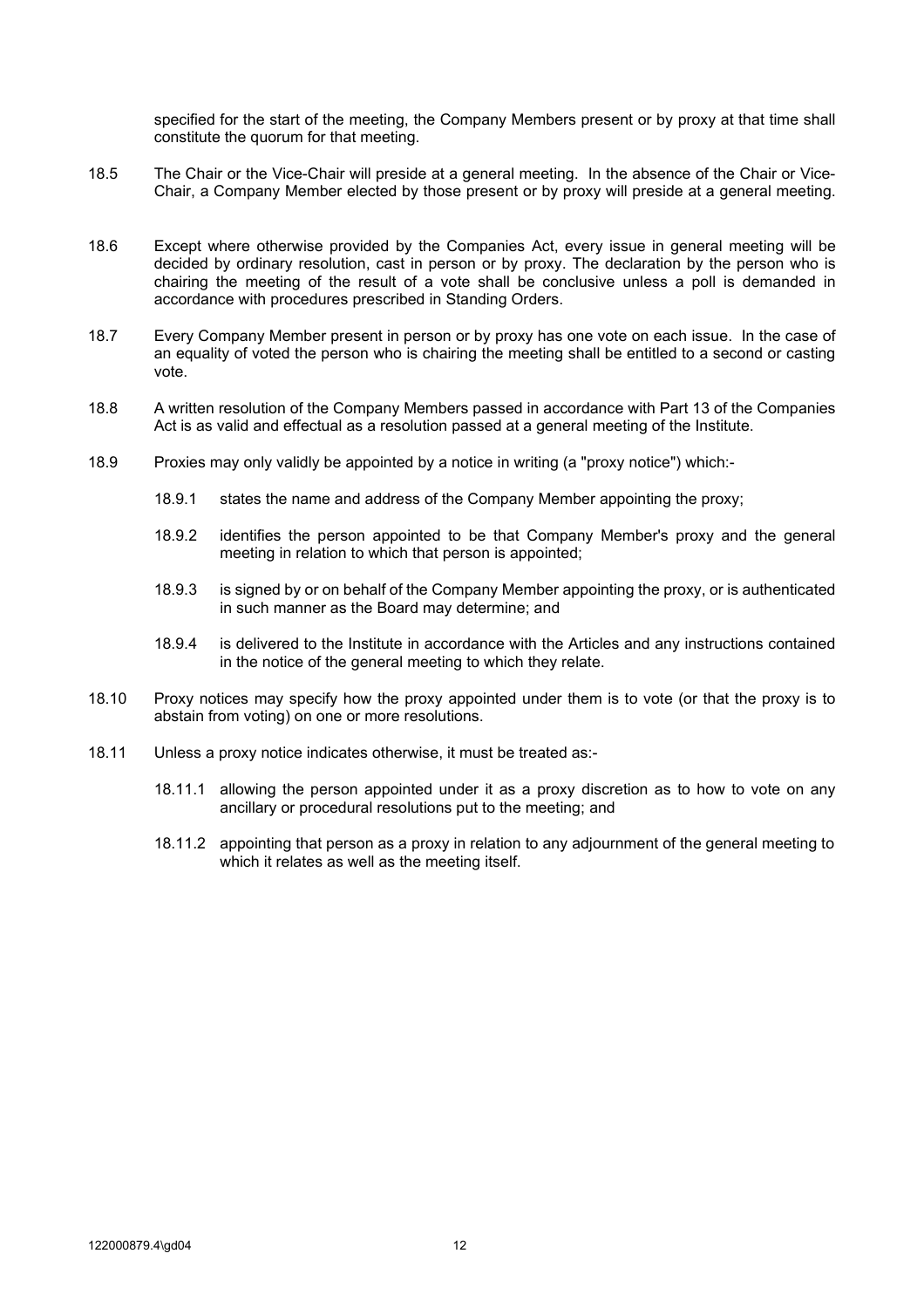specified for the start of the meeting, the Company Members present or by proxy at that time shall constitute the quorum for that meeting.

18.5 The Chair or the Vice-Chair will preside at a general meeting. In the absence of the Chair or Vice-Chair, a Company Member elected by those present or by proxy will preside at a general meeting.

18.6 Except where otherwise provided by the Companies Act, every issue in general meeting will be decided by ordinary resolution, cast in person or by proxy. The declaration by the person who is chairing the meeting of the result of a vote shall be conclusive unless a poll is demanded in accordance with procedures prescribed in Standing Orders.

18.7 Every Company Member present in person or by proxy has one vote on each issue. In the case of an equality of voted the person who is chairing the meeting shall be entitled to a second or casting vote.

18.8 A written resolution of the Company Members passed in accordance with Part 13 of the Companies Act is as valid and effectual as a resolution passed at a general meeting of the Institute.

18.9 Proxies may only validly be appointed by a notice in writing (a "proxy notice") which:-

18.9.1 states the name and address of the Company Member appointing the proxy;

18.9.2 identifies the person appointed to be that Company Member's proxy and the general meeting in relation to which that person is appointed;

18.9.3 is signed by or on behalf of the Company Member appointing the proxy, or is authenticated in such manner as the Board may determine; and

18.9.4 is delivered to the Institute in accordance with the Articles and any instructions contained in the notice of the general meeting to which they relate.

18.10 Proxy notices may specify how the proxy appointed under them is to vote (or that the proxy is to abstain from voting) on one or more resolutions.

18.11 Unless a proxy notice indicates otherwise, it must be treated as:-

18.11.1 allowing the person appointed under it as a proxy discretion as to how to vote on any ancillary or procedural resolutions put to the meeting; and

18.11.2 appointing that person as a proxy in relation to any adjournment of the general meeting to which it relates as well as the meeting itself.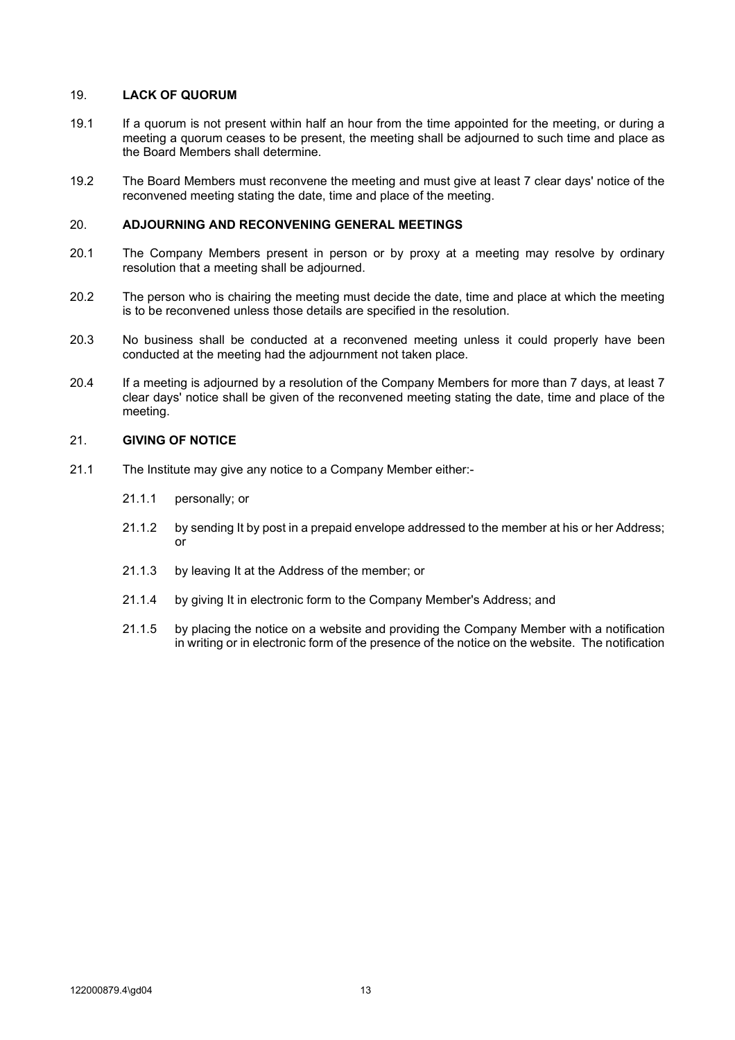## 19. LACK OF QUORUM

19.1 If a quorum is not present within half an hour from the time appointed for the meeting, or during a meeting a quorum ceases to be present, the meeting shall be adjourned to such time and place as the Board Members shall determine.

19.2 The Board Members must reconvene the meeting and must give at least 7 clear days' notice of the reconvened meeting stating the date, time and place of the meeting.

## 20. ADJOURNING AND RECONVENING GENERAL MEETINGS

20.1 The Company Members present in person or by proxy at a meeting may resolve by ordinary resolution that a meeting shall be adjourned.

20.2 The person who is chairing the meeting must decide the date, time and place at which the meeting is to be reconvened unless those details are specified in the resolution.

20.3 No business shall be conducted at a reconvened meeting unless it could properly have been conducted at the meeting had the adjournment not taken place.

20.4 If a meeting is adjourned by a resolution of the Company Members for more than 7 days, at least 7 clear days' notice shall be given of the reconvened meeting stating the date, time and place of the meeting.

## 21. GIVING OF NOTICE

21.1 The Institute may give any notice to a Company Member either:-

21.1.1 personally; or

21.1.2 by sending It by post in a prepaid envelope addressed to the member at his or her Address; or

21.1.3 by leaving It at the Address of the member; or

21.1.4 by giving It in electronic form to the Company Member's Address; and

21.1.5 by placing the notice on a website and providing the Company Member with a notification in writing or in electronic form of the presence of the notice on the website. The notification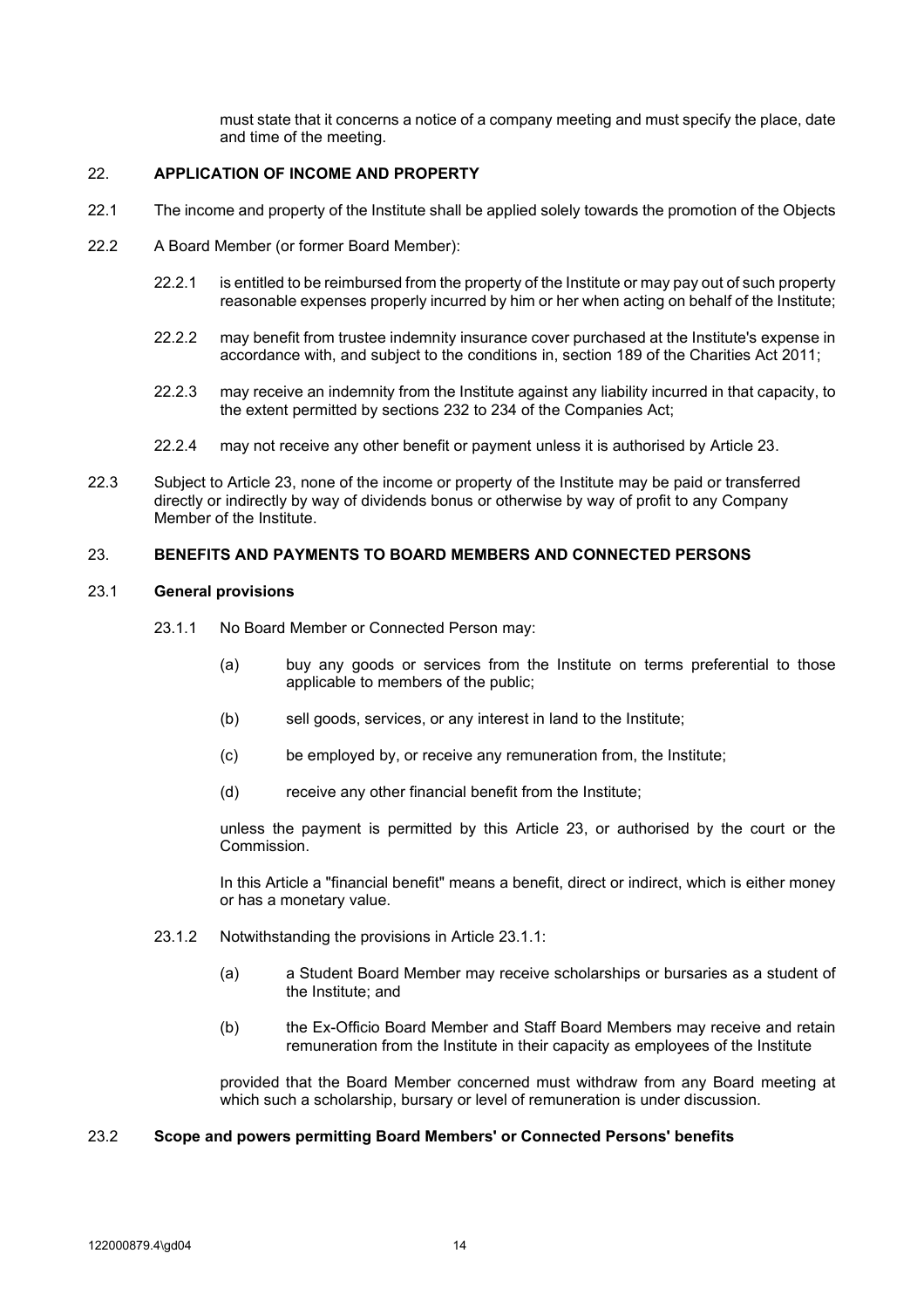must state that it concerns a notice of a company meeting and must specify the place, date and time of the meeting.

## 22. APPLICATION OF INCOME AND PROPERTY

22.1 The income and property of the Institute shall be applied solely towards the promotion of the Objects

22.2 A Board Member (or former Board Member):

22.2.1 is entitled to be reimbursed from the property of the Institute or may pay out of such property reasonable expenses properly incurred by him or her when acting on behalf of the Institute;

22.2.2 may benefit from trustee indemnity insurance cover purchased at the Institute's expense in accordance with, and subject to the conditions in, section 189 of the Charities Act 2011;

22.2.3 may receive an indemnity from the Institute against any liability incurred in that capacity, to the extent permitted by sections 232 to 234 of the Companies Act;

22.2.4 may not receive any other benefit or payment unless it is authorised by Article 23.

22.3 Subject to Article 23, none of the income or property of the Institute may be paid or transferred directly or indirectly by way of dividends bonus or otherwise by way of profit to any Company Member of the Institute.

## 23. BENEFITS AND PAYMENTS TO BOARD MEMBERS AND CONNECTED PERSONS

### 23.1 General provisions

23.1.1 No Board Member or Connected Person may:

(a) buy any goods or services from the Institute on terms preferential to those applicable to members of the public;

(b) sell goods, services, or any interest in land to the Institute;

(c) be employed by, or receive any remuneration from, the Institute;

(d) receive any other financial benefit from the Institute;

unless the payment is permitted by this Article 23, or authorised by the court or the Commission.

In this Article a "financial benefit" means a benefit, direct or indirect, which is either money or has a monetary value.

23.1.2 Notwithstanding the provisions in Article 23.1.1:

(a) a Student Board Member may receive scholarships or bursaries as a student of the Institute; and

(b) the Ex-Officio Board Member and Staff Board Members may receive and retain remuneration from the Institute in their capacity as employees of the Institute

provided that the Board Member concerned must withdraw from any Board meeting at which such a scholarship, bursary or level of remuneration is under discussion.

### 23.2 Scope and powers permitting Board Members' or Connected Persons' benefits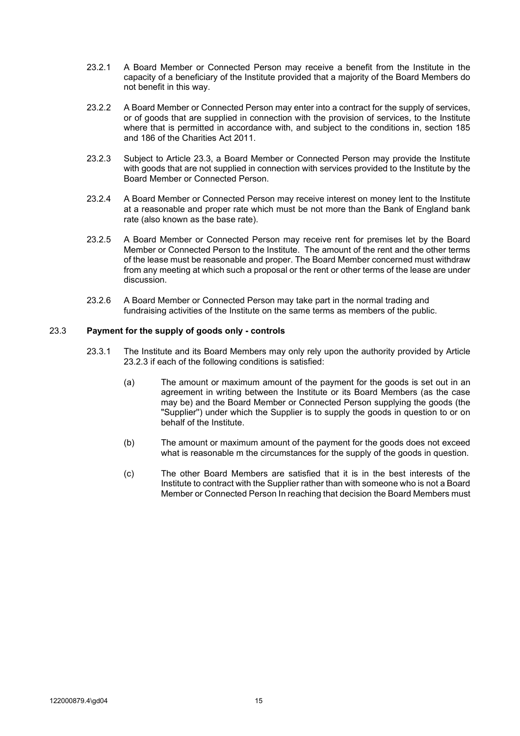23.2.1 A Board Member or Connected Person may receive a benefit from the Institute in the capacity of a beneficiary of the Institute provided that a majority of the Board Members do not benefit in this way.

23.2.2 A Board Member or Connected Person may enter into a contract for the supply of services, or of goods that are supplied in connection with the provision of services, to the Institute where that is permitted in accordance with, and subject to the conditions in, section 185 and 186 of the Charities Act 2011.

23.2.3 Subject to Article 23.3, a Board Member or Connected Person may provide the Institute with goods that are not supplied in connection with services provided to the Institute by the Board Member or Connected Person.

23.2.4 A Board Member or Connected Person may receive interest on money lent to the Institute at a reasonable and proper rate which must be not more than the Bank of England bank rate (also known as the base rate).

23.2.5 A Board Member or Connected Person may receive rent for premises let by the Board Member or Connected Person to the Institute. The amount of the rent and the other terms of the lease must be reasonable and proper. The Board Member concerned must withdraw from any meeting at which such a proposal or the rent or other terms of the lease are under discussion.

23.2.6 A Board Member or Connected Person may take part in the normal trading and fundraising activities of the Institute on the same terms as members of the public.

23.3 **Payment for the supply of goods only - controls**

23.3.1 The Institute and its Board Members may only rely upon the authority provided by Article 23.2.3 if each of the following conditions is satisfied:

(a) The amount or maximum amount of the payment for the goods is set out in an agreement in writing between the Institute or its Board Members (as the case may be) and the Board Member or Connected Person supplying the goods (the "Supplier") under which the Supplier is to supply the goods in question to or on behalf of the Institute.

(b) The amount or maximum amount of the payment for the goods does not exceed what is reasonable m the circumstances for the supply of the goods in question.

(c) The other Board Members are satisfied that it is in the best interests of the Institute to contract with the Supplier rather than with someone who is not a Board Member or Connected Person In reaching that decision the Board Members must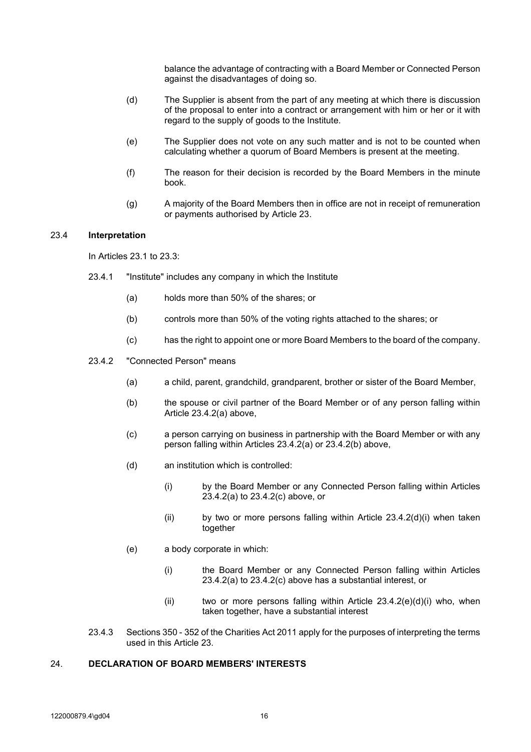balance the advantage of contracting with a Board Member or Connected Person against the disadvantages of doing so.

(d) The Supplier is absent from the part of any meeting at which there is discussion of the proposal to enter into a contract or arrangement with him or her or it with regard to the supply of goods to the Institute.

(e) The Supplier does not vote on any such matter and is not to be counted when calculating whether a quorum of Board Members is present at the meeting.

(f) The reason for their decision is recorded by the Board Members in the minute book.

(g) A majority of the Board Members then in office are not in receipt of remuneration or payments authorised by Article 23.

23.4 **Interpretation**

In Articles 23.1 to 23.3:

23.4.1 "Institute" includes any company in which the Institute

(a) holds more than 50% of the shares; or

(b) controls more than 50% of the voting rights attached to the shares; or

(c) has the right to appoint one or more Board Members to the board of the company.

23.4.2 "Connected Person" means

(a) a child, parent, grandchild, grandparent, brother or sister of the Board Member,

(b) the spouse or civil partner of the Board Member or of any person falling within Article 23.4.2(a) above,

(c) a person carrying on business in partnership with the Board Member or with any person falling within Articles 23.4.2(a) or 23.4.2(b) above,

(d) an institution which is controlled:

(i) by the Board Member or any Connected Person falling within Articles 23.4.2(a) to 23.4.2(c) above, or

(ii) by two or more persons falling within Article 23.4.2(d)(i) when taken together

(e) a body corporate in which:

(i) the Board Member or any Connected Person falling within Articles 23.4.2(a) to 23.4.2(c) above has a substantial interest, or

(ii) two or more persons falling within Article 23.4.2(e)(d)(i) who, when taken together, have a substantial interest

23.4.3 Sections 350 - 352 of the Charities Act 2011 apply for the purposes of interpreting the terms used in this Article 23.

## 24. DECLARATION OF BOARD MEMBERS' INTERESTS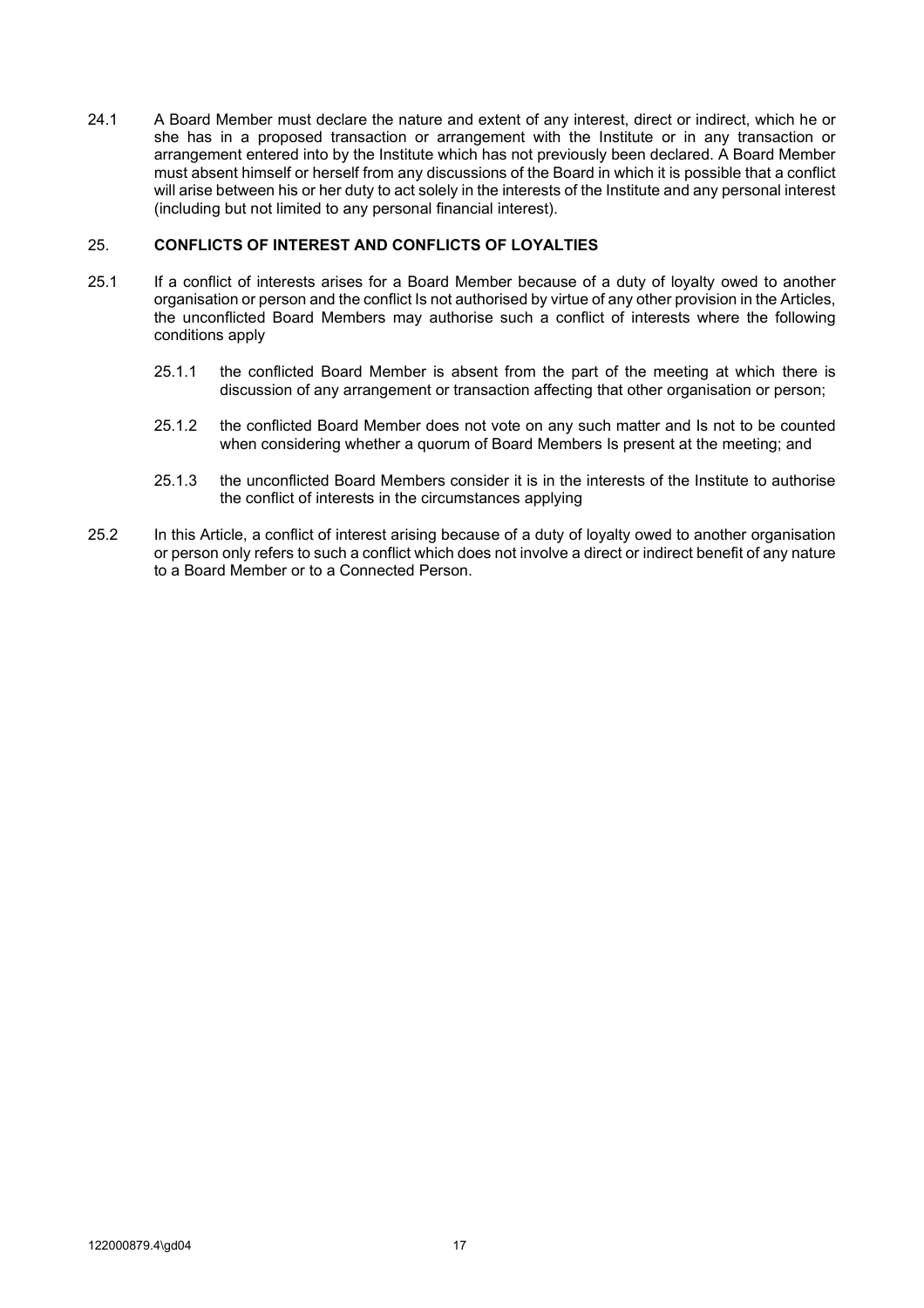24.1 A Board Member must declare the nature and extent of any interest, direct or indirect, which he or she has in a proposed transaction or arrangement with the Institute or in any transaction or arrangement entered into by the Institute which has not previously been declared. A Board Member must absent himself or herself from any discussions of the Board in which it is possible that a conflict will arise between his or her duty to act solely in the interests of the Institute and any personal interest (including but not limited to any personal financial interest).

## 25. CONFLICTS OF INTEREST AND CONFLICTS OF LOYALTIES

25.1 If a conflict of interests arises for a Board Member because of a duty of loyalty owed to another organisation or person and the conflict Is not authorised by virtue of any other provision in the Articles, the unconflicted Board Members may authorise such a conflict of interests where the following conditions apply

25.1.1 the conflicted Board Member is absent from the part of the meeting at which there is discussion of any arrangement or transaction affecting that other organisation or person;

25.1.2 the conflicted Board Member does not vote on any such matter and Is not to be counted when considering whether a quorum of Board Members Is present at the meeting; and

25.1.3 the unconflicted Board Members consider it is in the interests of the Institute to authorise the conflict of interests in the circumstances applying

25.2 In this Article, a conflict of interest arising because of a duty of loyalty owed to another organisation or person only refers to such a conflict which does not involve a direct or indirect benefit of any nature to a Board Member or to a Connected Person.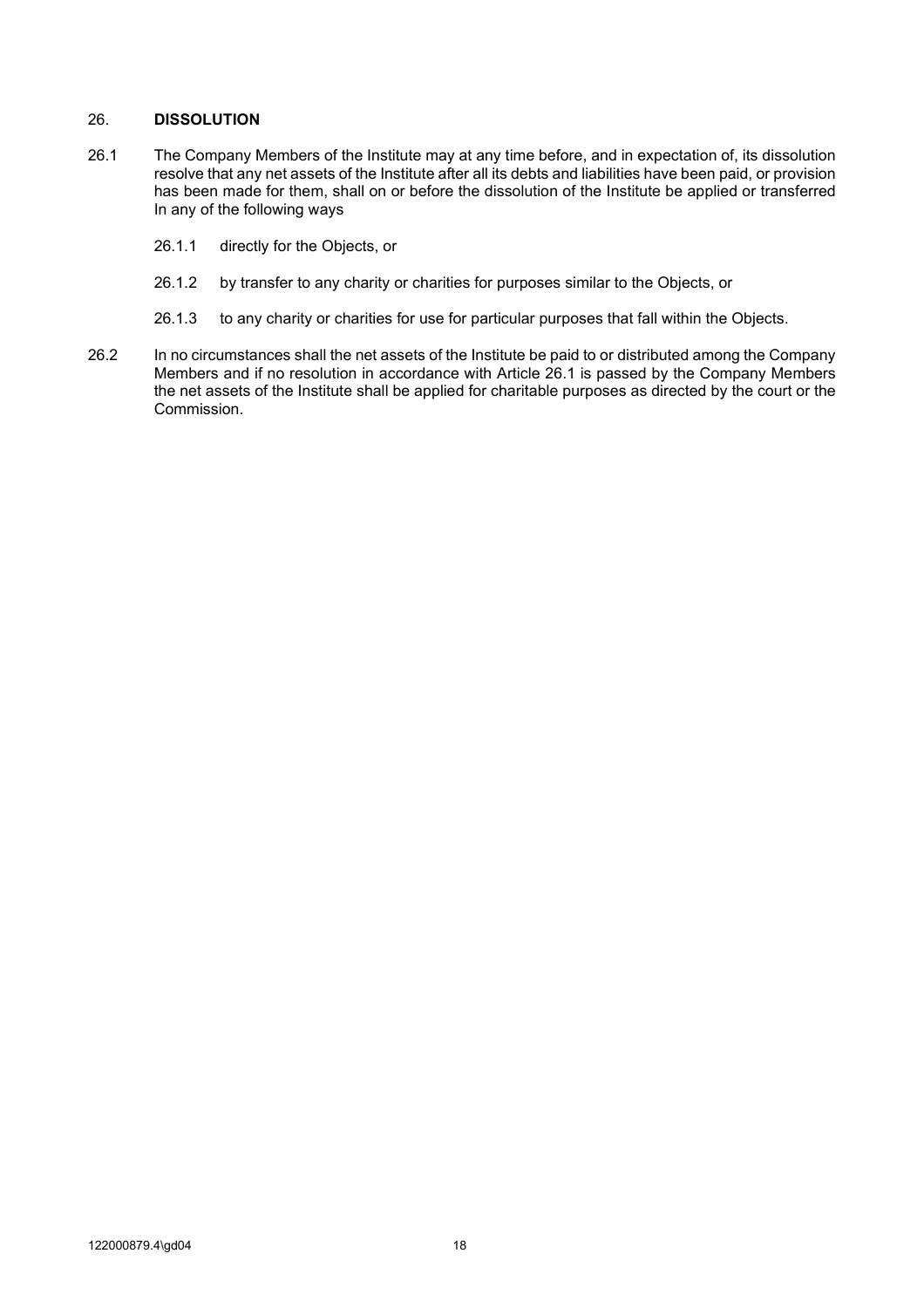## 26. DISSOLUTION

26.1 The Company Members of the Institute may at any time before, and in expectation of, its dissolution resolve that any net assets of the Institute after all its debts and liabilities have been paid, or provision has been made for them, shall on or before the dissolution of the Institute be applied or transferred In any of the following ways

26.1.1 directly for the Objects, or

26.1.2 by transfer to any charity or charities for purposes similar to the Objects, or

26.1.3 to any charity or charities for use for particular purposes that fall within the Objects.

26.2 In no circumstances shall the net assets of the Institute be paid to or distributed among the Company Members and if no resolution in accordance with Article 26.1 is passed by the Company Members the net assets of the Institute shall be applied for charitable purposes as directed by the court or the Commission.